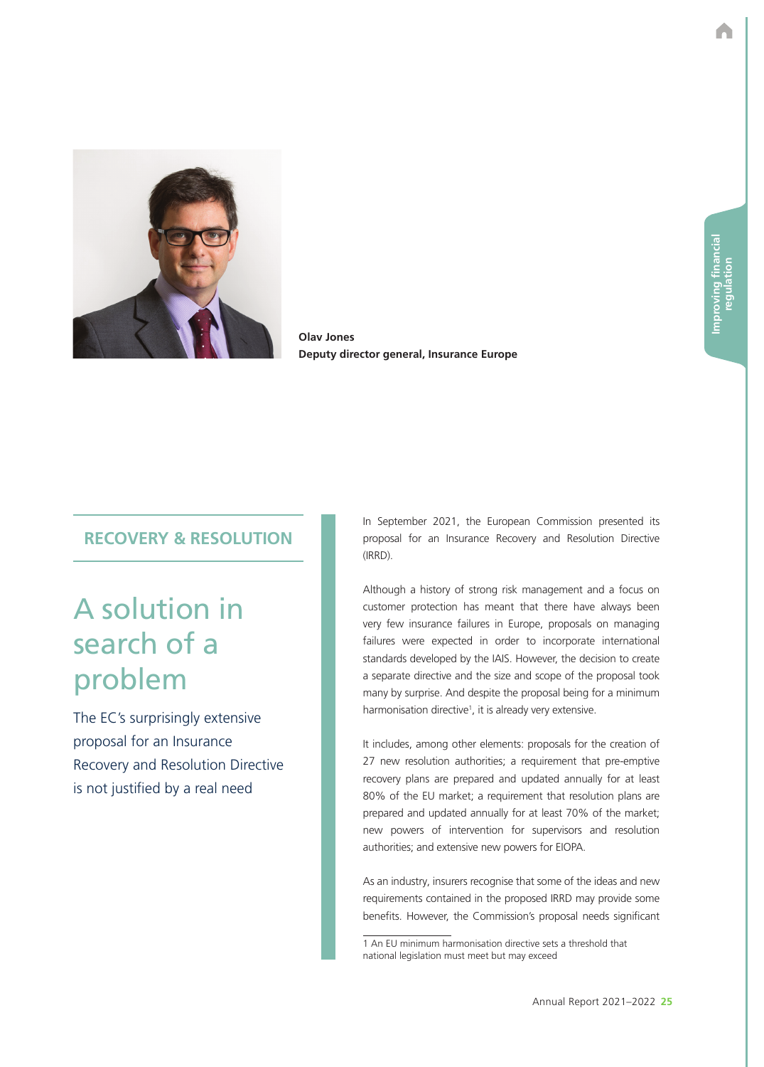**Olav Jones**
**Deputy director general, Insurance Europe**

## RECOVERY & RESOLUTION

# A solution in search of a problem

The EC's surprisingly extensive proposal for an Insurance Recovery and Resolution Directive is not justified by a real need

In September 2021, the European Commission presented its proposal for an Insurance Recovery and Resolution Directive (IRRD).

Although a history of strong risk management and a focus on customer protection has meant that there have always been very few insurance failures in Europe, proposals on managing failures were expected in order to incorporate international standards developed by the IAIS. However, the decision to create a separate directive and the size and scope of the proposal took many by surprise. And despite the proposal being for a minimum harmonisation directive[1], it is already very extensive.

It includes, among other elements: proposals for the creation of 27 new resolution authorities; a requirement that pre-emptive recovery plans are prepared and updated annually for at least 80% of the EU market; a requirement that resolution plans are prepared and updated annually for at least 70% of the market; new powers of intervention for supervisors and resolution authorities; and extensive new powers for EIOPA.

As an industry, insurers recognise that some of the ideas and new requirements contained in the proposed IRRD may provide some benefits. However, the Commission's proposal needs significant

1 An EU minimum harmonisation directive sets a threshold that national legislation must meet but may exceed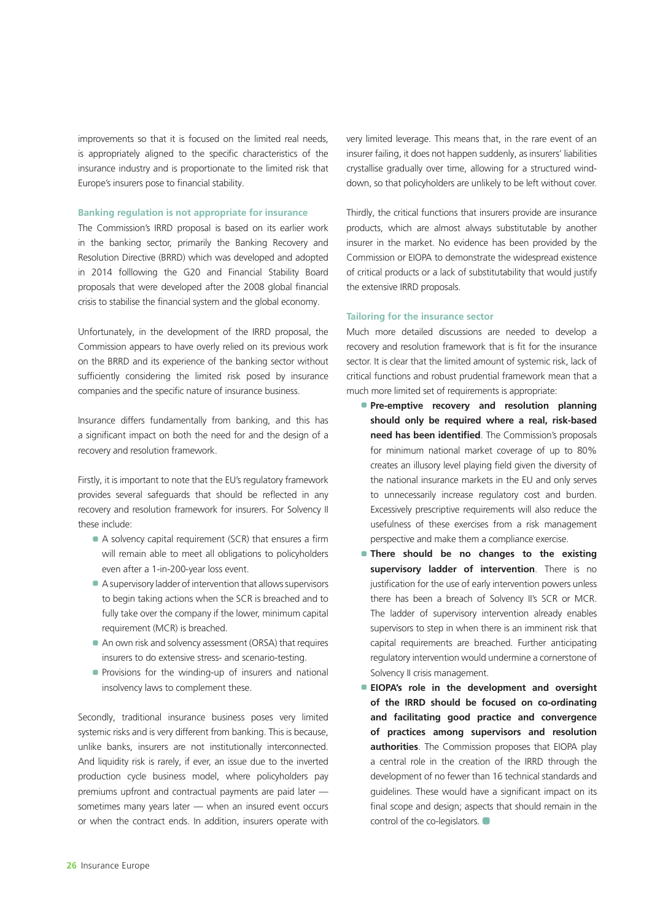improvements so that it is focused on the limited real needs, is appropriately aligned to the specific characteristics of the insurance industry and is proportionate to the limited risk that Europe's insurers pose to financial stability.

### Banking regulation is not appropriate for insurance

The Commission's IRRD proposal is based on its earlier work in the banking sector, primarily the Banking Recovery and Resolution Directive (BRRD) which was developed and adopted in 2014 folllowing the G20 and Financial Stability Board proposals that were developed after the 2008 global financial crisis to stabilise the financial system and the global economy.

Unfortunately, in the development of the IRRD proposal, the Commission appears to have overly relied on its previous work on the BRRD and its experience of the banking sector without sufficiently considering the limited risk posed by insurance companies and the specific nature of insurance business.

Insurance differs fundamentally from banking, and this has a significant impact on both the need for and the design of a recovery and resolution framework.

Firstly, it is important to note that the EU's regulatory framework provides several safeguards that should be reflected in any recovery and resolution framework for insurers. For Solvency II these include:

- A solvency capital requirement (SCR) that ensures a firm will remain able to meet all obligations to policyholders even after a 1-in-200-year loss event.
- A supervisory ladder of intervention that allows supervisors to begin taking actions when the SCR is breached and to fully take over the company if the lower, minimum capital requirement (MCR) is breached.
- An own risk and solvency assessment (ORSA) that requires insurers to do extensive stress- and scenario-testing.
- Provisions for the winding-up of insurers and national insolvency laws to complement these.

Secondly, traditional insurance business poses very limited systemic risks and is very different from banking. This is because, unlike banks, insurers are not institutionally interconnected. And liquidity risk is rarely, if ever, an issue due to the inverted production cycle business model, where policyholders pay premiums upfront and contractual payments are paid later — sometimes many years later — when an insured event occurs or when the contract ends. In addition, insurers operate with very limited leverage. This means that, in the rare event of an insurer failing, it does not happen suddenly, as insurers' liabilities crystallise gradually over time, allowing for a structured wind-down, so that policyholders are unlikely to be left without cover.

Thirdly, the critical functions that insurers provide are insurance products, which are almost always substitutable by another insurer in the market. No evidence has been provided by the Commission or EIOPA to demonstrate the widespread existence of critical products or a lack of substitutability that would justify the extensive IRRD proposals.

### Tailoring for the insurance sector

Much more detailed discussions are needed to develop a recovery and resolution framework that is fit for the insurance sector. It is clear that the limited amount of systemic risk, lack of critical functions and robust prudential framework mean that a much more limited set of requirements is appropriate:

- **Pre-emptive recovery and resolution planning should only be required where a real, risk-based need has been identified**. The Commission's proposals for minimum national market coverage of up to 80% creates an illusory level playing field given the diversity of the national insurance markets in the EU and only serves to unnecessarily increase regulatory cost and burden. Excessively prescriptive requirements will also reduce the usefulness of these exercises from a risk management perspective and make them a compliance exercise.
- **There should be no changes to the existing supervisory ladder of intervention**. There is no justification for the use of early intervention powers unless there has been a breach of Solvency II's SCR or MCR. The ladder of supervisory intervention already enables supervisors to step in when there is an imminent risk that capital requirements are breached. Further anticipating regulatory intervention would undermine a cornerstone of Solvency II crisis management.
- **EIOPA's role in the development and oversight of the IRRD should be focused on co-ordinating and facilitating good practice and convergence of practices among supervisors and resolution authorities**. The Commission proposes that EIOPA play a central role in the IRRD through the development of no fewer than 16 technical standards and guidelines. These would have a significant impact on its final scope and design; aspects that should remain in the control of the co-legislators.